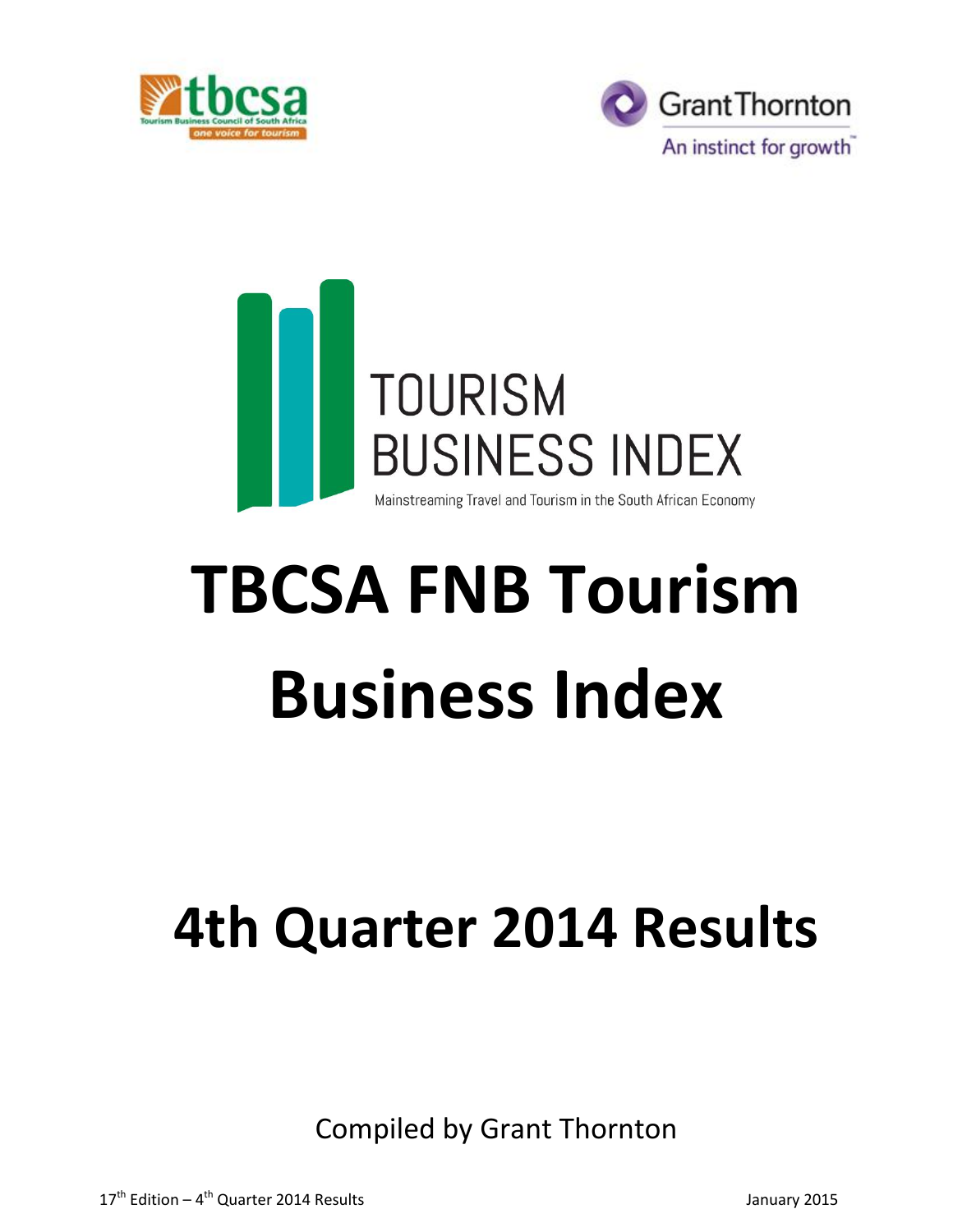tbcsa
Tourism Business Council of South Africa
one voice for tourism

Grant Thornton
An instinct for growth™

TOURISM BUSINESS INDEX
Mainstreaming Travel and Tourism in the South African Economy

# TBCSA FNB Tourism Business Index

# 4th Quarter 2014 Results

Compiled by Grant Thornton

17th Edition – 4th Quarter 2014 Results

January 2015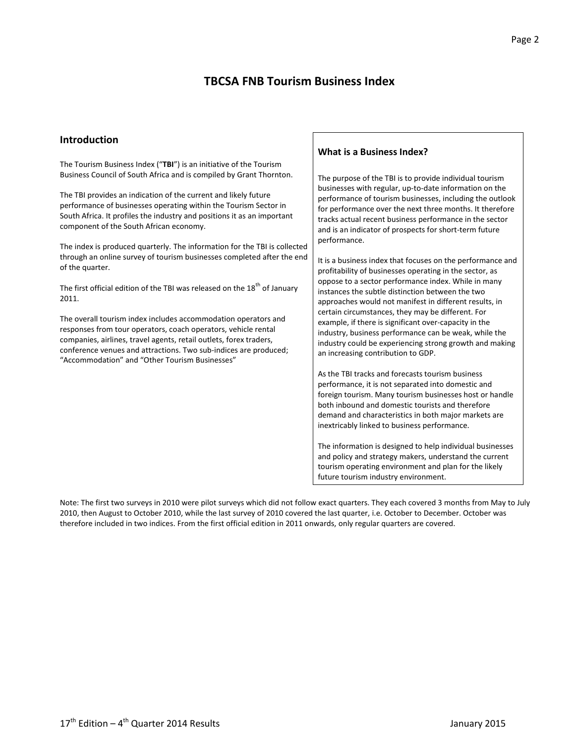# TBCSA FNB Tourism Business Index

## Introduction

The Tourism Business Index ("**TBI**") is an initiative of the Tourism Business Council of South Africa and is compiled by Grant Thornton.

The TBI provides an indication of the current and likely future performance of businesses operating within the Tourism Sector in South Africa. It profiles the industry and positions it as an important component of the South African economy.

The index is produced quarterly. The information for the TBI is collected through an online survey of tourism businesses completed after the end of the quarter.

The first official edition of the TBI was released on the 18th of January 2011.

The overall tourism index includes accommodation operators and responses from tour operators, coach operators, vehicle rental companies, airlines, travel agents, retail outlets, forex traders, conference venues and attractions. Two sub-indices are produced; "Accommodation" and "Other Tourism Businesses"

### What is a Business Index?

The purpose of the TBI is to provide individual tourism businesses with regular, up-to-date information on the performance of tourism businesses, including the outlook for performance over the next three months. It therefore tracks actual recent business performance in the sector and is an indicator of prospects for short-term future performance.

It is a business index that focuses on the performance and profitability of businesses operating in the sector, as oppose to a sector performance index. While in many instances the subtle distinction between the two approaches would not manifest in different results, in certain circumstances, they may be different. For example, if there is significant over-capacity in the industry, business performance can be weak, while the industry could be experiencing strong growth and making an increasing contribution to GDP.

As the TBI tracks and forecasts tourism business performance, it is not separated into domestic and foreign tourism. Many tourism businesses host or handle both inbound and domestic tourists and therefore demand and characteristics in both major markets are inextricably linked to business performance.

The information is designed to help individual businesses and policy and strategy makers, understand the current tourism operating environment and plan for the likely future tourism industry environment.

Note: The first two surveys in 2010 were pilot surveys which did not follow exact quarters. They each covered 3 months from May to July 2010, then August to October 2010, while the last survey of 2010 covered the last quarter, i.e. October to December. October was therefore included in two indices. From the first official edition in 2011 onwards, only regular quarters are covered.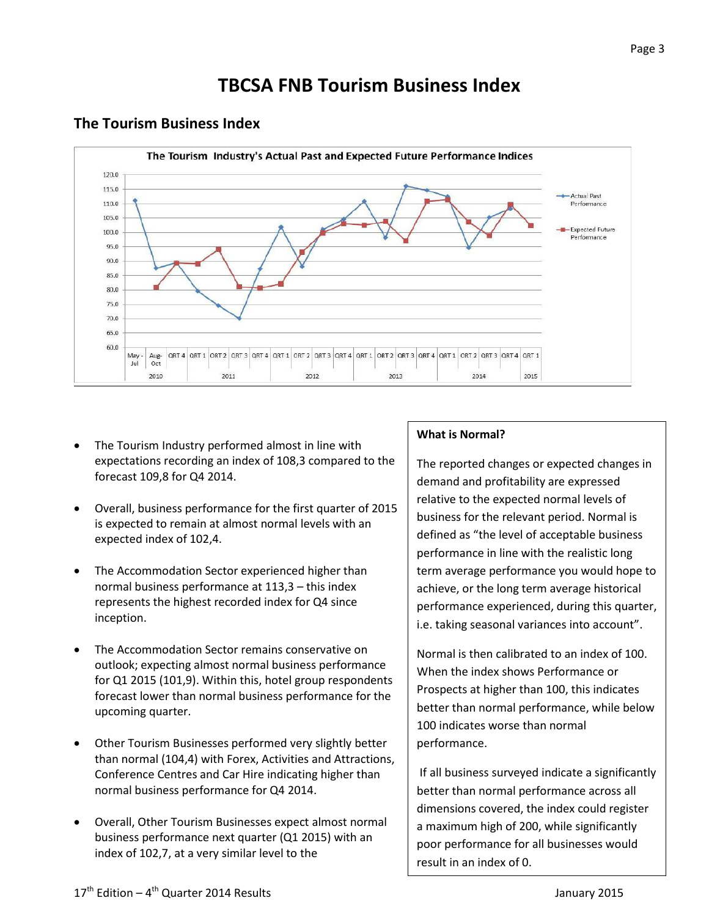# TBCSA FNB Tourism Business Index

## The Tourism Business Index

- The Tourism Industry performed almost in line with expectations recording an index of 108,3 compared to the forecast 109,8 for Q4 2014.

- Overall, business performance for the first quarter of 2015 is expected to remain at almost normal levels with an expected index of 102,4.

- The Accommodation Sector experienced higher than normal business performance at 113,3 – this index represents the highest recorded index for Q4 since inception.

- The Accommodation Sector remains conservative on outlook; expecting almost normal business performance for Q1 2015 (101,9). Within this, hotel group respondents forecast lower than normal business performance for the upcoming quarter.

- Other Tourism Businesses performed very slightly better than normal (104,4) with Forex, Activities and Attractions, Conference Centres and Car Hire indicating higher than normal business performance for Q4 2014.

- Overall, Other Tourism Businesses expect almost normal business performance next quarter (Q1 2015) with an index of 102,7, at a very similar level to the

**What is Normal?**

The reported changes or expected changes in demand and profitability are expressed relative to the expected normal levels of business for the relevant period. Normal is defined as "the level of acceptable business performance in line with the realistic long term average performance you would hope to achieve, or the long term average historical performance experienced, during this quarter, i.e. taking seasonal variances into account".

Normal is then calibrated to an index of 100. When the index shows Performance or Prospects at higher than 100, this indicates better than normal performance, while below 100 indicates worse than normal performance.

If all business surveyed indicate a significantly better than normal performance across all dimensions covered, the index could register a maximum high of 200, while significantly poor performance for all businesses would result in an index of 0.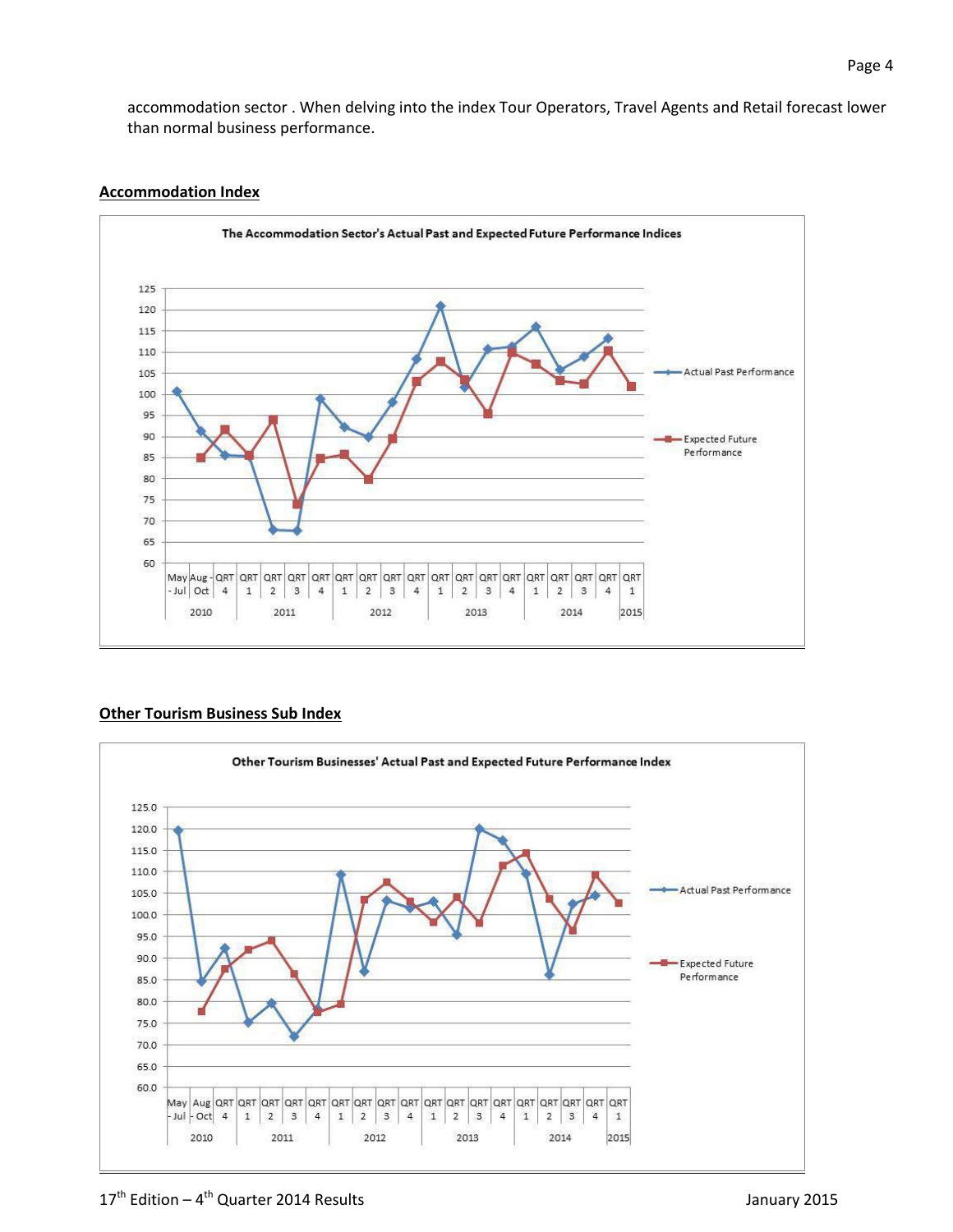accommodation sector . When delving into the index Tour Operators, Travel Agents and Retail forecast lower than normal business performance.

**Accommodation Index**

**Other Tourism Business Sub Index**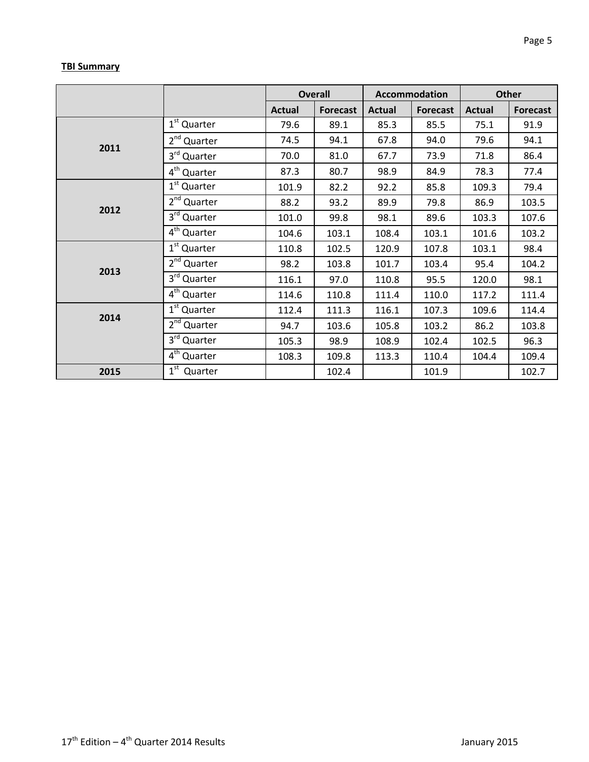**TBI Summary**

| | | Overall | | Accommodation | | Other | |
|---|---|---|---|---|---|---|---|
| | | Actual | Forecast | Actual | Forecast | Actual | Forecast |
| 2011 | 1st Quarter | 79.6 | 89.1 | 85.3 | 85.5 | 75.1 | 91.9 |
| | 2nd Quarter | 74.5 | 94.1 | 67.8 | 94.0 | 79.6 | 94.1 |
| | 3rd Quarter | 70.0 | 81.0 | 67.7 | 73.9 | 71.8 | 86.4 |
| | 4th Quarter | 87.3 | 80.7 | 98.9 | 84.9 | 78.3 | 77.4 |
| 2012 | 1st Quarter | 101.9 | 82.2 | 92.2 | 85.8 | 109.3 | 79.4 |
| | 2nd Quarter | 88.2 | 93.2 | 89.9 | 79.8 | 86.9 | 103.5 |
| | 3rd Quarter | 101.0 | 99.8 | 98.1 | 89.6 | 103.3 | 107.6 |
| | 4th Quarter | 104.6 | 103.1 | 108.4 | 103.1 | 101.6 | 103.2 |
| 2013 | 1st Quarter | 110.8 | 102.5 | 120.9 | 107.8 | 103.1 | 98.4 |
| | 2nd Quarter | 98.2 | 103.8 | 101.7 | 103.4 | 95.4 | 104.2 |
| | 3rd Quarter | 116.1 | 97.0 | 110.8 | 95.5 | 120.0 | 98.1 |
| | 4th Quarter | 114.6 | 110.8 | 111.4 | 110.0 | 117.2 | 111.4 |
| 2014 | 1st Quarter | 112.4 | 111.3 | 116.1 | 107.3 | 109.6 | 114.4 |
| | 2nd Quarter | 94.7 | 103.6 | 105.8 | 103.2 | 86.2 | 103.8 |
| | 3rd Quarter | 105.3 | 98.9 | 108.9 | 102.4 | 102.5 | 96.3 |
| | 4th Quarter | 108.3 | 109.8 | 113.3 | 110.4 | 104.4 | 109.4 |
| 2015 | 1st Quarter | | 102.4 | | 101.9 | | 102.7 |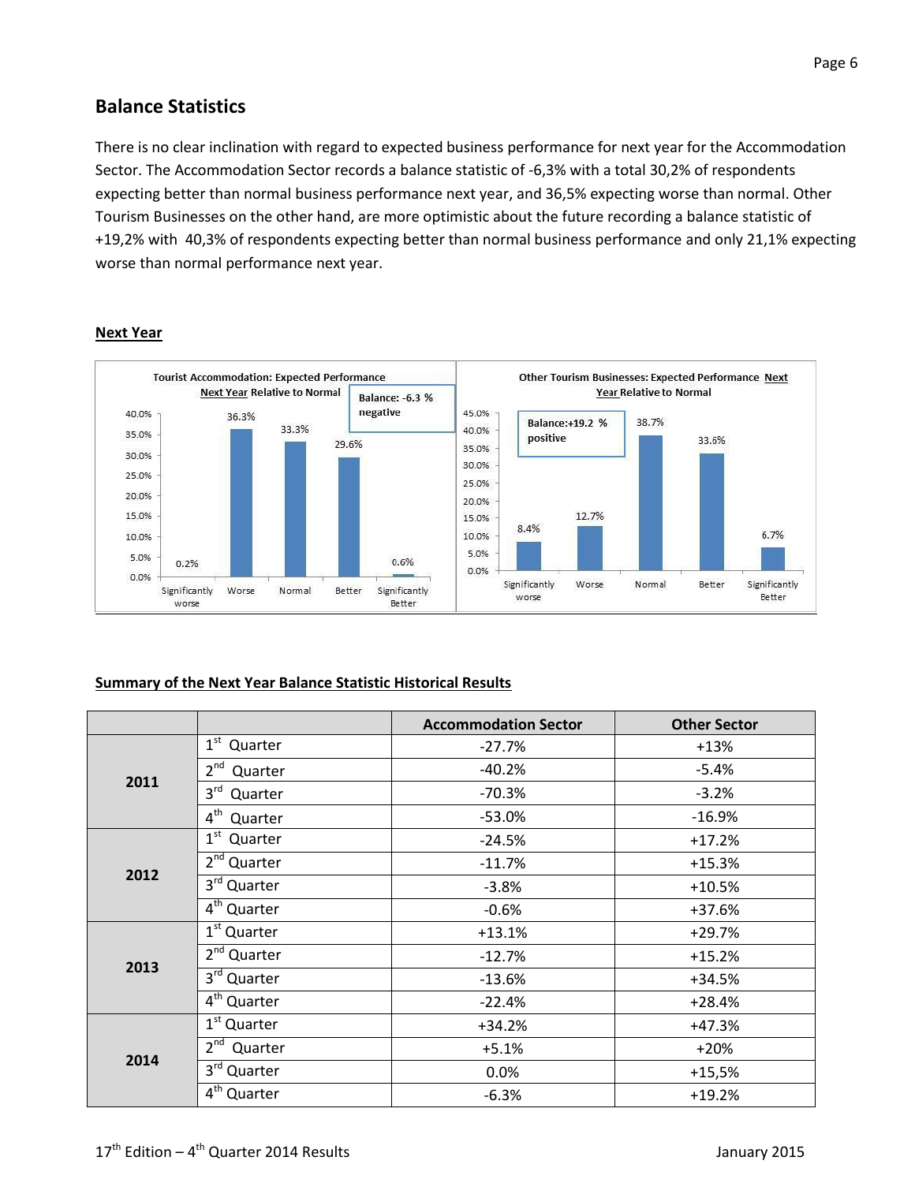## Balance Statistics

There is no clear inclination with regard to expected business performance for next year for the Accommodation Sector. The Accommodation Sector records a balance statistic of -6,3% with a total 30,2% of respondents expecting better than normal business performance next year, and 36,5% expecting worse than normal. Other Tourism Businesses on the other hand, are more optimistic about the future recording a balance statistic of +19,2% with 40,3% of respondents expecting better than normal business performance and only 21,1% expecting worse than normal performance next year.

**Next Year**

Tourist Accommodation: Expected Performance Next Year Relative to Normal

Balance: -6.3 % negative

| Significantly worse | Worse | Normal | Better | Significantly Better |
|---|---|---|---|---|
| 0.2% | 36.3% | 33.3% | 29.6% | 0.6% |

Other Tourism Businesses: Expected Performance Next Year Relative to Normal

Balance:+19.2 % positive

| Significantly worse | Worse | Normal | Better | Significantly Better |
|---|---|---|---|---|
| 8.4% | 12.7% | 38.7% | 33.6% | 6.7% |

**Summary of the Next Year Balance Statistic Historical Results**

| | | Accommodation Sector | Other Sector |
|---|---|---|---|
| 2011 | 1st Quarter | -27.7% | +13% |
| | 2nd Quarter | -40.2% | -5.4% |
| | 3rd Quarter | -70.3% | -3.2% |
| | 4th Quarter | -53.0% | -16.9% |
| 2012 | 1st Quarter | -24.5% | +17.2% |
| | 2nd Quarter | -11.7% | +15.3% |
| | 3rd Quarter | -3.8% | +10.5% |
| | 4th Quarter | -0.6% | +37.6% |
| 2013 | 1st Quarter | +13.1% | +29.7% |
| | 2nd Quarter | -12.7% | +15.2% |
| | 3rd Quarter | -13.6% | +34.5% |
| | 4th Quarter | -22.4% | +28.4% |
| 2014 | 1st Quarter | +34.2% | +47.3% |
| | 2nd Quarter | +5.1% | +20% |
| | 3rd Quarter | 0.0% | +15,5% |
| | 4th Quarter | -6.3% | +19.2% |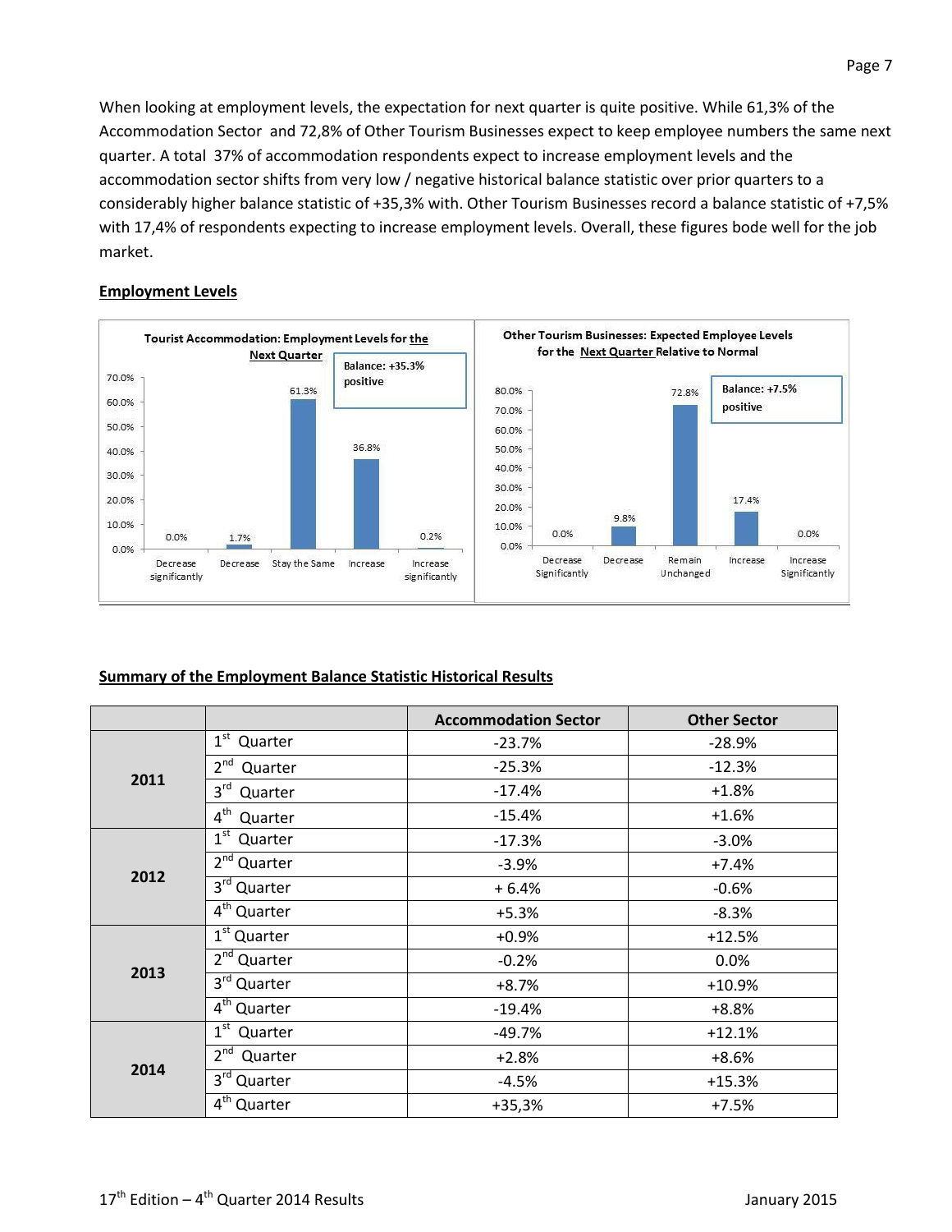When looking at employment levels, the expectation for next quarter is quite positive. While 61,3% of the Accommodation Sector and 72,8% of Other Tourism Businesses expect to keep employee numbers the same next quarter. A total 37% of accommodation respondents expect to increase employment levels and the accommodation sector shifts from very low / negative historical balance statistic over prior quarters to a considerably higher balance statistic of +35,3% with. Other Tourism Businesses record a balance statistic of +7,5% with 17,4% of respondents expecting to increase employment levels. Overall, these figures bode well for the job market.

## Employment Levels

**Tourist Accommodation: Employment Levels for the Next Quarter**

Balance: +35.3% positive

| Decrease significantly | Decrease | Stay the Same | Increase | Increase significantly |
|---|---|---|---|---|
| 0.0% | 1.7% | 61.3% | 36.8% | 0.2% |

**Other Tourism Businesses: Expected Employee Levels for the Next Quarter Relative to Normal**

Balance: +7.5% positive

| Decrease Significantly | Decrease | Remain Unchanged | Increase | Increase Significantly |
|---|---|---|---|---|
| 0.0% | 9.8% | 72.8% | 17.4% | 0.0% |

## Summary of the Employment Balance Statistic Historical Results

| | | Accommodation Sector | Other Sector |
|---|---|---|---|
| 2011 | 1st Quarter | -23.7% | -28.9% |
| | 2nd Quarter | -25.3% | -12.3% |
| | 3rd Quarter | -17.4% | +1.8% |
| | 4th Quarter | -15.4% | +1.6% |
| 2012 | 1st Quarter | -17.3% | -3.0% |
| | 2nd Quarter | -3.9% | +7.4% |
| | 3rd Quarter | + 6.4% | -0.6% |
| | 4th Quarter | +5.3% | -8.3% |
| 2013 | 1st Quarter | +0.9% | +12.5% |
| | 2nd Quarter | -0.2% | 0.0% |
| | 3rd Quarter | +8.7% | +10.9% |
| | 4th Quarter | -19.4% | +8.8% |
| 2014 | 1st Quarter | -49.7% | +12.1% |
| | 2nd Quarter | +2.8% | +8.6% |
| | 3rd Quarter | -4.5% | +15.3% |
| | 4th Quarter | +35,3% | +7.5% |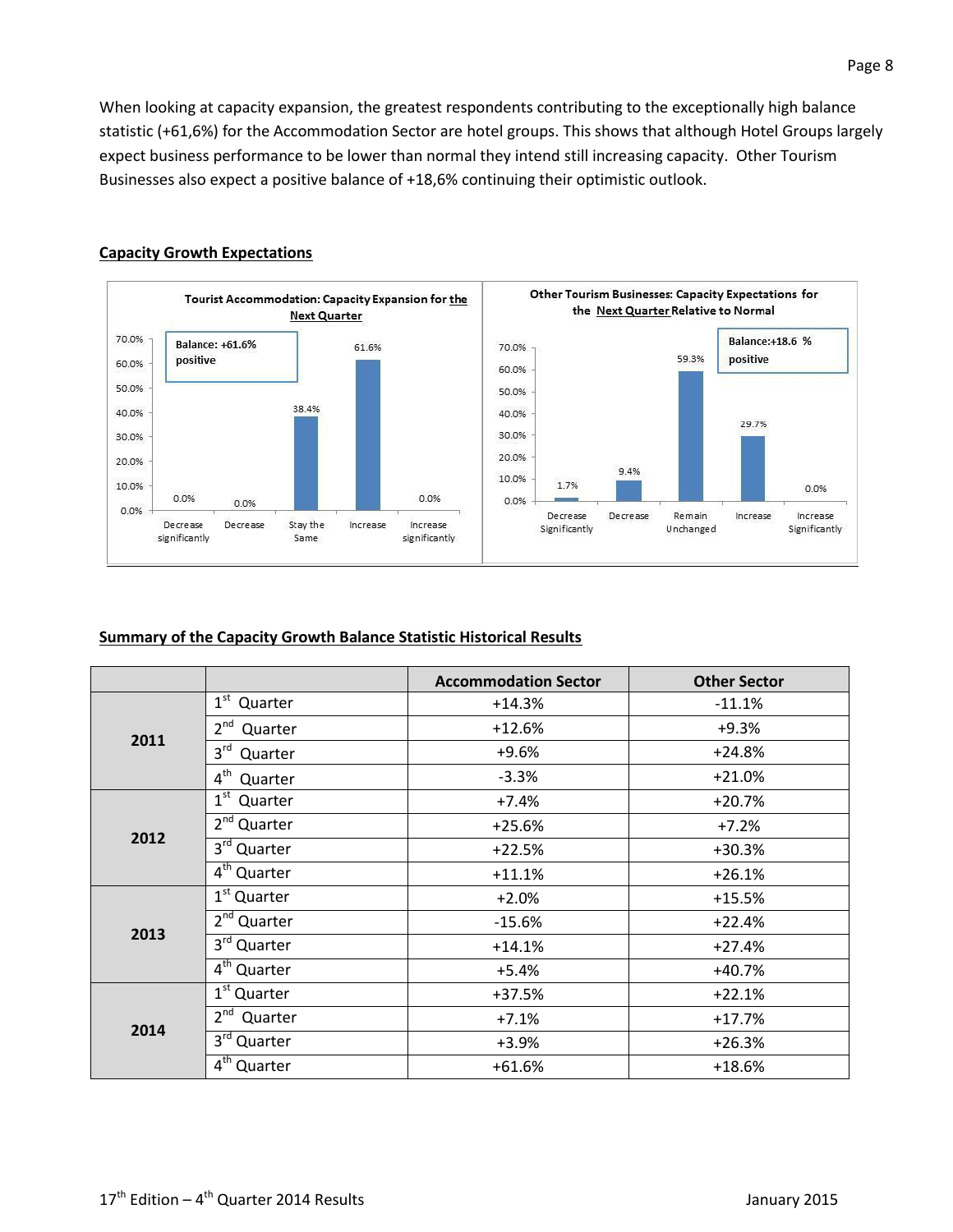When looking at capacity expansion, the greatest respondents contributing to the exceptionally high balance statistic (+61,6%) for the Accommodation Sector are hotel groups. This shows that although Hotel Groups largely expect business performance to be lower than normal they intend still increasing capacity. Other Tourism Businesses also expect a positive balance of +18,6% continuing their optimistic outlook.

## Capacity Growth Expectations

**Tourist Accommodation: Capacity Expansion for the Next Quarter**

Balance: +61.6% positive

| Decrease significantly | Decrease | Stay the Same | Increase | Increase significantly |
|---|---|---|---|---|
| 0.0% | 0.0% | 38.4% | 61.6% | 0.0% |

**Other Tourism Businesses: Capacity Expectations for the Next Quarter Relative to Normal**

Balance: +18.6 % positive

| Decrease Significantly | Decrease | Remain Unchanged | Increase | Increase Significantly |
|---|---|---|---|---|
| 1.7% | 9.4% | 59.3% | 29.7% | 0.0% |

## Summary of the Capacity Growth Balance Statistic Historical Results

| | | Accommodation Sector | Other Sector |
|---|---|---|---|
| 2011 | 1st Quarter | +14.3% | -11.1% |
| | 2nd Quarter | +12.6% | +9.3% |
| | 3rd Quarter | +9.6% | +24.8% |
| | 4th Quarter | -3.3% | +21.0% |
| 2012 | 1st Quarter | +7.4% | +20.7% |
| | 2nd Quarter | +25.6% | +7.2% |
| | 3rd Quarter | +22.5% | +30.3% |
| | 4th Quarter | +11.1% | +26.1% |
| 2013 | 1st Quarter | +2.0% | +15.5% |
| | 2nd Quarter | -15.6% | +22.4% |
| | 3rd Quarter | +14.1% | +27.4% |
| | 4th Quarter | +5.4% | +40.7% |
| 2014 | 1st Quarter | +37.5% | +22.1% |
| | 2nd Quarter | +7.1% | +17.7% |
| | 3rd Quarter | +3.9% | +26.3% |
| | 4th Quarter | +61.6% | +18.6% |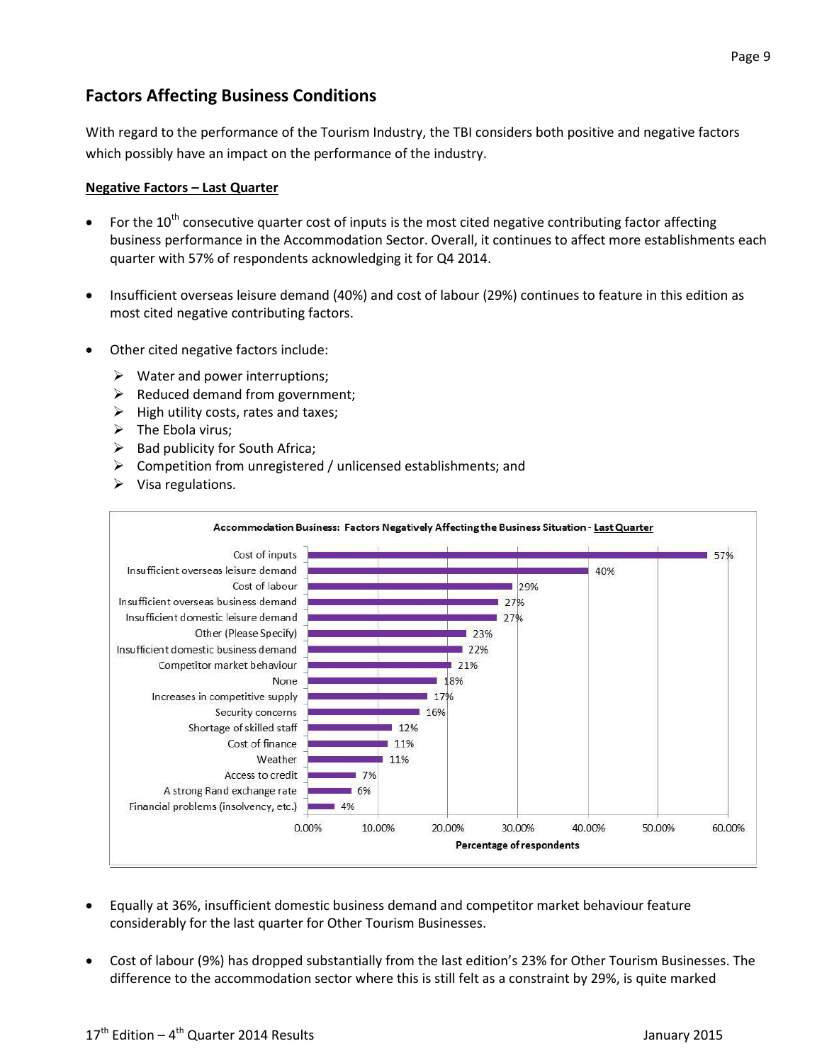## Factors Affecting Business Conditions

With regard to the performance of the Tourism Industry, the TBI considers both positive and negative factors which possibly have an impact on the performance of the industry.

**Negative Factors – Last Quarter**

- For the 10th consecutive quarter cost of inputs is the most cited negative contributing factor affecting business performance in the Accommodation Sector. Overall, it continues to affect more establishments each quarter with 57% of respondents acknowledging it for Q4 2014.
- Insufficient overseas leisure demand (40%) and cost of labour (29%) continues to feature in this edition as most cited negative contributing factors.
- Other cited negative factors include:
  - Water and power interruptions;
  - Reduced demand from government;
  - High utility costs, rates and taxes;
  - The Ebola virus;
  - Bad publicity for South Africa;
  - Competition from unregistered / unlicensed establishments; and
  - Visa regulations.

**Accommodation Business: Factors Negatively Affecting the Business Situation - Last Quarter**

| Factor | Percentage of respondents |
| --- | --- |
| Cost of inputs | 57% |
| Insufficient overseas leisure demand | 40% |
| Cost of labour | 29% |
| Insufficient overseas business demand | 27% |
| Insufficient domestic leisure demand | 27% |
| Other (Please Specify) | 23% |
| Insufficient domestic business demand | 22% |
| Competitor market behaviour | 21% |
| None | 18% |
| Increases in competitive supply | 17% |
| Security concerns | 16% |
| Shortage of skilled staff | 12% |
| Cost of finance | 11% |
| Weather | 11% |
| Access to credit | 7% |
| A strong Rand exchange rate | 6% |
| Financial problems (insolvency, etc.) | 4% |

- Equally at 36%, insufficient domestic business demand and competitor market behaviour feature considerably for the last quarter for Other Tourism Businesses.
- Cost of labour (9%) has dropped substantially from the last edition's 23% for Other Tourism Businesses. The difference to the accommodation sector where this is still felt as a constraint by 29%, is quite marked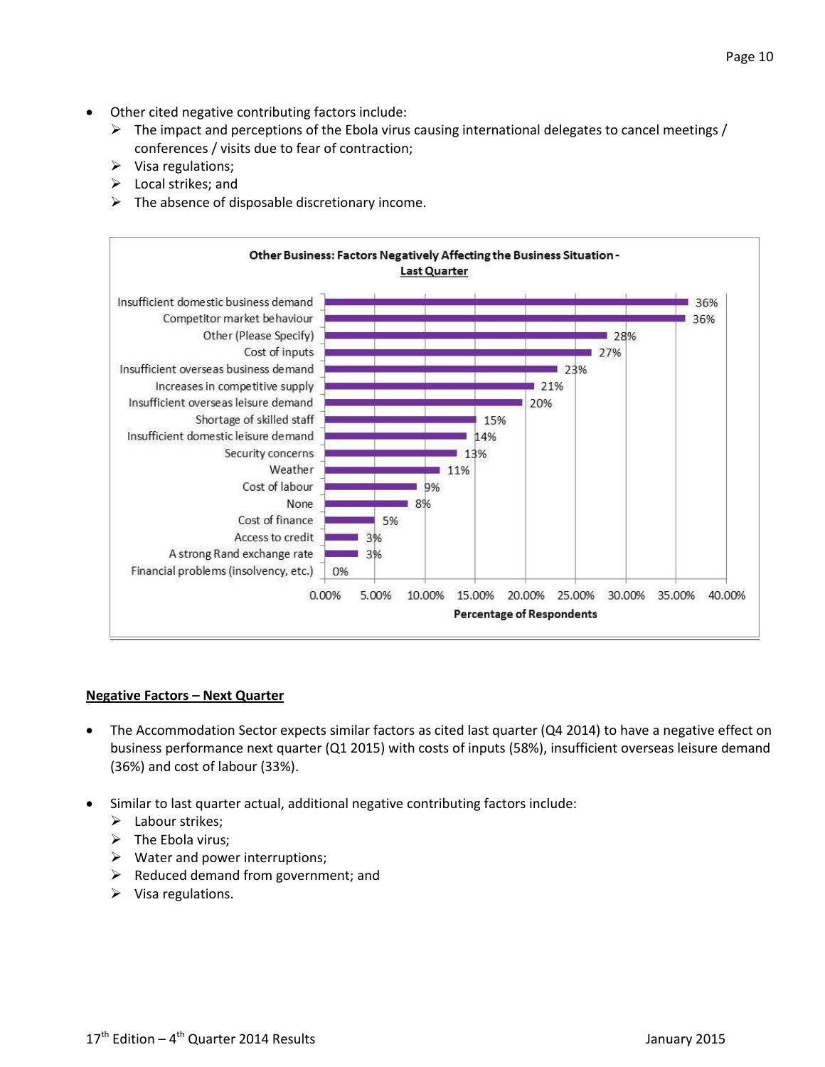- Other cited negative contributing factors include:
  - The impact and perceptions of the Ebola virus causing international delegates to cancel meetings / conferences / visits due to fear of contraction;
  - Visa regulations;
  - Local strikes; and
  - The absence of disposable discretionary income.

**Other Business: Factors Negatively Affecting the Business Situation - Last Quarter**

| Factor | Percentage of Respondents |
|---|---|
| Insufficient domestic business demand | 36% |
| Competitor market behaviour | 36% |
| Other (Please Specify) | 28% |
| Cost of inputs | 27% |
| Insufficient overseas business demand | 23% |
| Increases in competitive supply | 21% |
| Insufficient overseas leisure demand | 20% |
| Shortage of skilled staff | 15% |
| Insufficient domestic leisure demand | 14% |
| Security concerns | 13% |
| Weather | 11% |
| Cost of labour | 9% |
| None | 8% |
| Cost of finance | 5% |
| Access to credit | 3% |
| A strong Rand exchange rate | 3% |
| Financial problems (insolvency, etc.) | 0% |

## Negative Factors – Next Quarter

- The Accommodation Sector expects similar factors as cited last quarter (Q4 2014) to have a negative effect on business performance next quarter (Q1 2015) with costs of inputs (58%), insufficient overseas leisure demand (36%) and cost of labour (33%).

- Similar to last quarter actual, additional negative contributing factors include:
  - Labour strikes;
  - The Ebola virus;
  - Water and power interruptions;
  - Reduced demand from government; and
  - Visa regulations.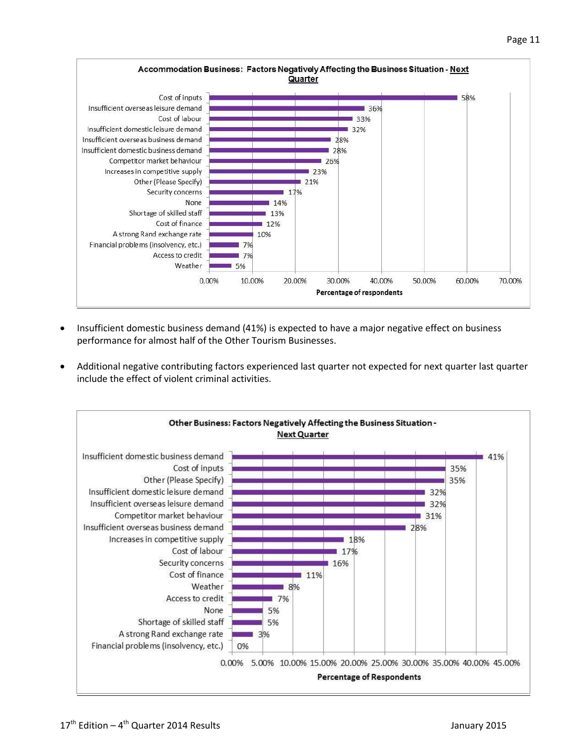**Accommodation Business: Factors Negatively Affecting the Business Situation - Next Quarter**

| Factor | Percentage of respondents |
|---|---|
| Cost of inputs | 58% |
| Insufficient overseas leisure demand | 36% |
| Cost of labour | 33% |
| Insufficient domestic leisure demand | 32% |
| Insufficient overseas business demand | 28% |
| Insufficient domestic business demand | 28% |
| Competitor market behaviour | 26% |
| Increases in competitive supply | 23% |
| Other (Please Specify) | 21% |
| Security concerns | 17% |
| None | 14% |
| Shortage of skilled staff | 13% |
| Cost of finance | 12% |
| A strong Rand exchange rate | 10% |
| Financial problems (insolvency, etc.) | 7% |
| Access to credit | 7% |
| Weather | 5% |

- Insufficient domestic business demand (41%) is expected to have a major negative effect on business performance for almost half of the Other Tourism Businesses.
- Additional negative contributing factors experienced last quarter not expected for next quarter last quarter include the effect of violent criminal activities.

**Other Business: Factors Negatively Affecting the Business Situation - Next Quarter**

| Factor | Percentage of Respondents |
|---|---|
| Insufficient domestic business demand | 41% |
| Cost of inputs | 35% |
| Other (Please Specify) | 35% |
| Insufficient domestic leisure demand | 32% |
| Insufficient overseas leisure demand | 32% |
| Competitor market behaviour | 31% |
| Insufficient overseas business demand | 28% |
| Increases in competitive supply | 18% |
| Cost of labour | 17% |
| Security concerns | 16% |
| Cost of finance | 11% |
| Weather | 8% |
| Access to credit | 7% |
| None | 5% |
| Shortage of skilled staff | 5% |
| A strong Rand exchange rate | 3% |
| Financial problems (insolvency, etc.) | 0% |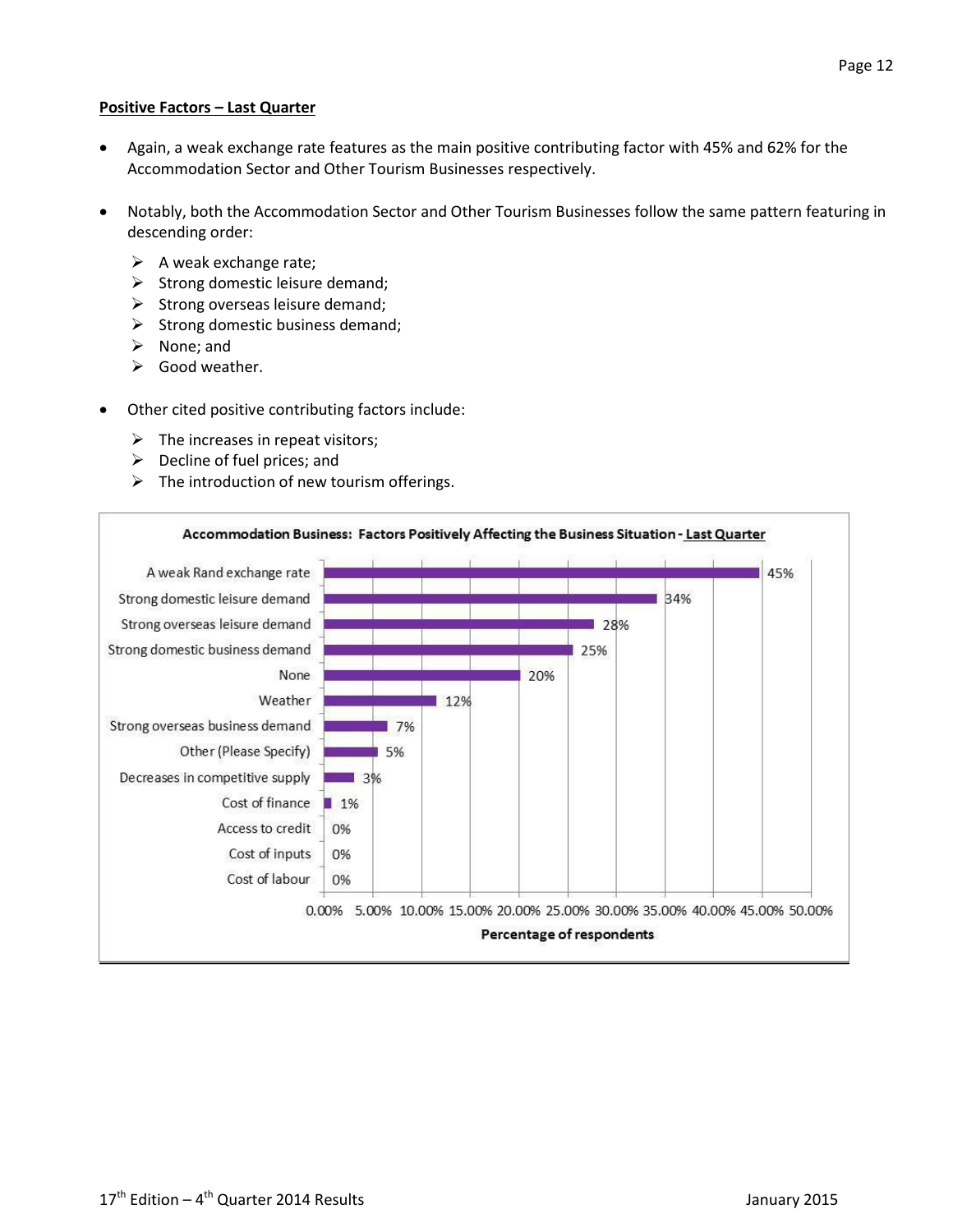**Positive Factors – Last Quarter**

- Again, a weak exchange rate features as the main positive contributing factor with 45% and 62% for the Accommodation Sector and Other Tourism Businesses respectively.

- Notably, both the Accommodation Sector and Other Tourism Businesses follow the same pattern featuring in descending order:
  - A weak exchange rate;
  - Strong domestic leisure demand;
  - Strong overseas leisure demand;
  - Strong domestic business demand;
  - None; and
  - Good weather.

- Other cited positive contributing factors include:
  - The increases in repeat visitors;
  - Decline of fuel prices; and
  - The introduction of new tourism offerings.

**Accommodation Business: Factors Positively Affecting the Business Situation - Last Quarter**

| Factor | Percentage of respondents |
|---|---|
| A weak Rand exchange rate | 45% |
| Strong domestic leisure demand | 34% |
| Strong overseas leisure demand | 28% |
| Strong domestic business demand | 25% |
| None | 20% |
| Weather | 12% |
| Strong overseas business demand | 7% |
| Other (Please Specify) | 5% |
| Decreases in competitive supply | 3% |
| Cost of finance | 1% |
| Access to credit | 0% |
| Cost of inputs | 0% |
| Cost of labour | 0% |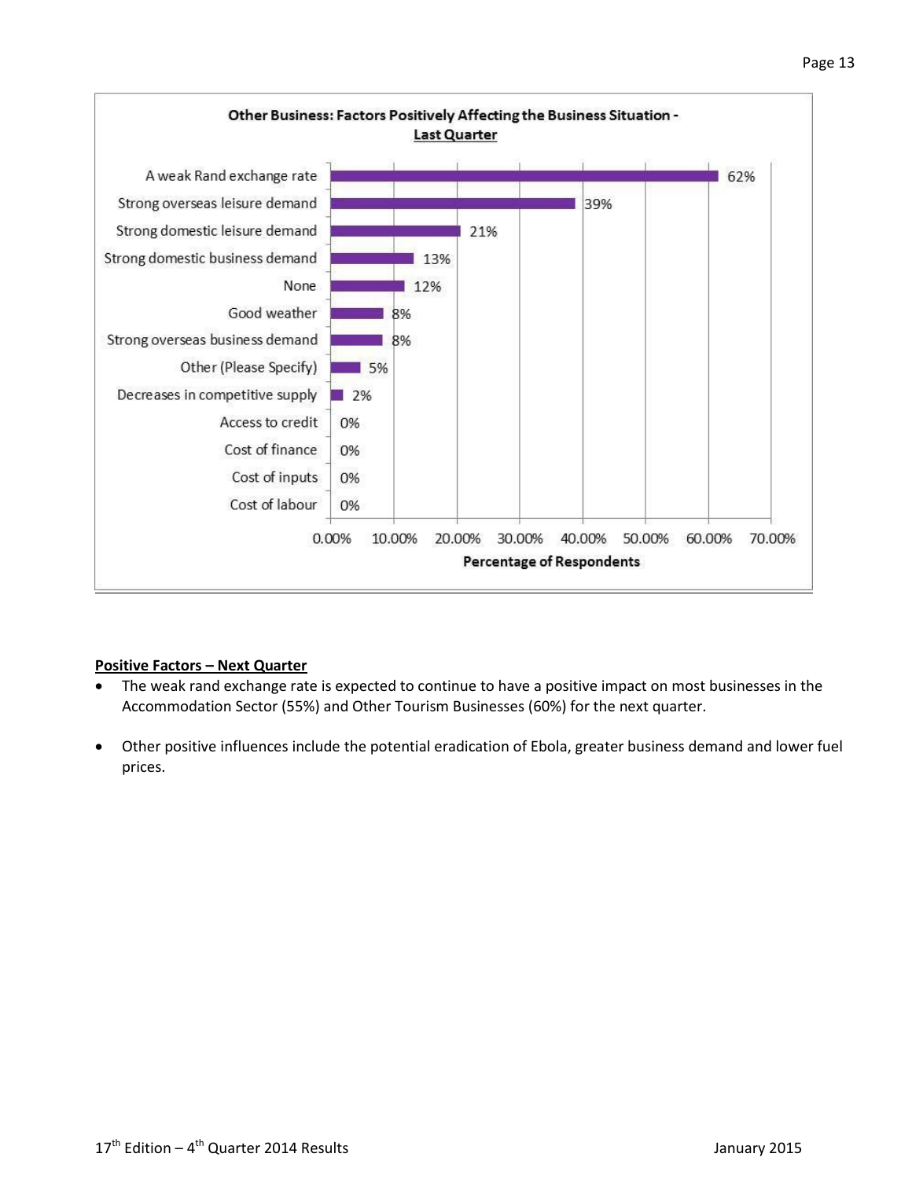**Other Business: Factors Positively Affecting the Business Situation - Last Quarter**

| Factor | Percentage of Respondents |
|---|---|
| A weak Rand exchange rate | 62% |
| Strong overseas leisure demand | 39% |
| Strong domestic leisure demand | 21% |
| Strong domestic business demand | 13% |
| None | 12% |
| Good weather | 8% |
| Strong overseas business demand | 8% |
| Other (Please Specify) | 5% |
| Decreases in competitive supply | 2% |
| Access to credit | 0% |
| Cost of finance | 0% |
| Cost of inputs | 0% |
| Cost of labour | 0% |

**Positive Factors – Next Quarter**

- The weak rand exchange rate is expected to continue to have a positive impact on most businesses in the Accommodation Sector (55%) and Other Tourism Businesses (60%) for the next quarter.
- Other positive influences include the potential eradication of Ebola, greater business demand and lower fuel prices.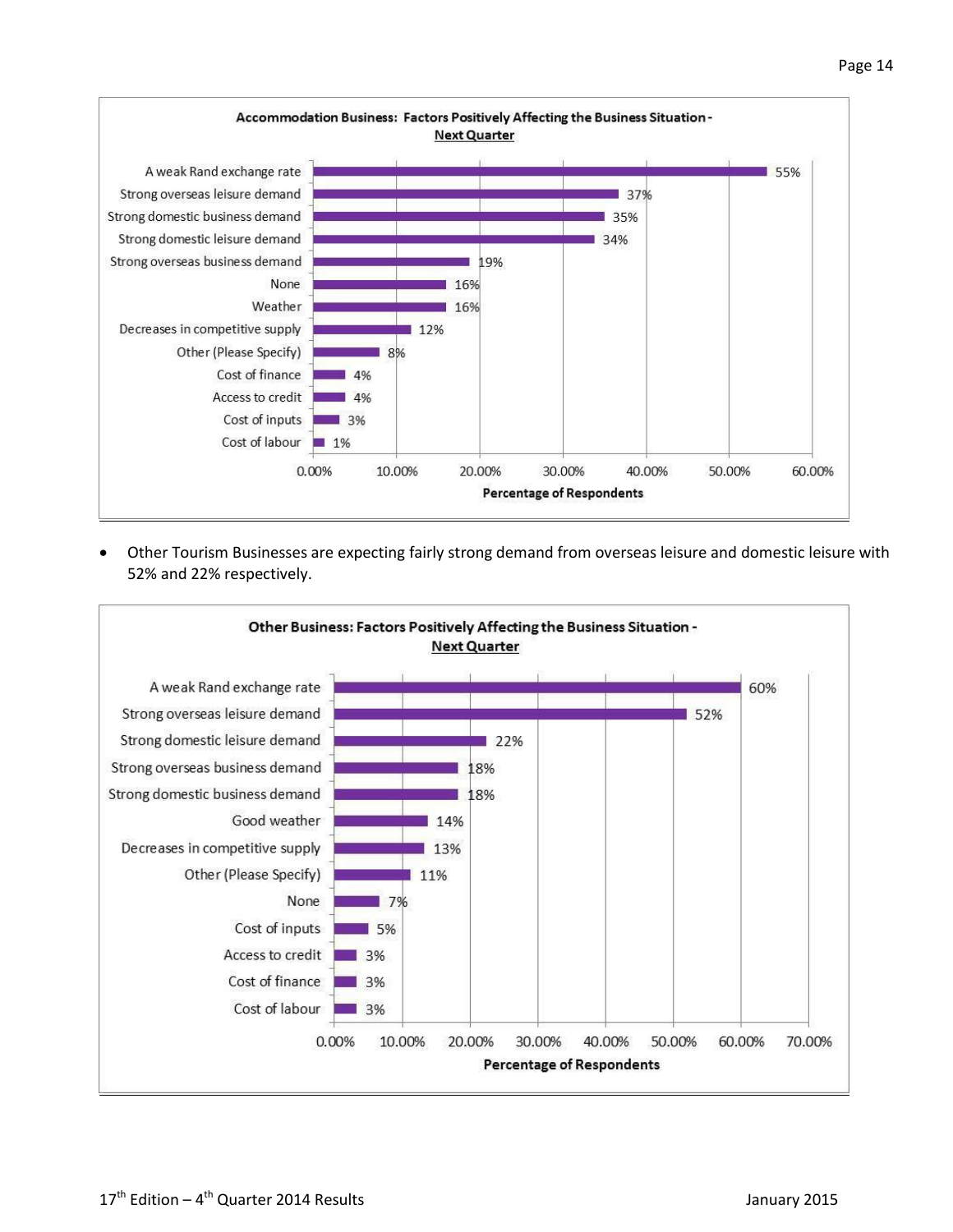**Accommodation Business: Factors Positively Affecting the Business Situation - Next Quarter**

| Factor | Percentage of Respondents |
|---|---|
| A weak Rand exchange rate | 55% |
| Strong overseas leisure demand | 37% |
| Strong domestic business demand | 35% |
| Strong domestic leisure demand | 34% |
| Strong overseas business demand | 19% |
| None | 16% |
| Weather | 16% |
| Decreases in competitive supply | 12% |
| Other (Please Specify) | 8% |
| Cost of finance | 4% |
| Access to credit | 4% |
| Cost of inputs | 3% |
| Cost of labour | 1% |

- Other Tourism Businesses are expecting fairly strong demand from overseas leisure and domestic leisure with 52% and 22% respectively.

**Other Business: Factors Positively Affecting the Business Situation - Next Quarter**

| Factor | Percentage of Respondents |
|---|---|
| A weak Rand exchange rate | 60% |
| Strong overseas leisure demand | 52% |
| Strong domestic leisure demand | 22% |
| Strong overseas business demand | 18% |
| Strong domestic business demand | 18% |
| Good weather | 14% |
| Decreases in competitive supply | 13% |
| Other (Please Specify) | 11% |
| None | 7% |
| Cost of inputs | 5% |
| Access to credit | 3% |
| Cost of finance | 3% |
| Cost of labour | 3% |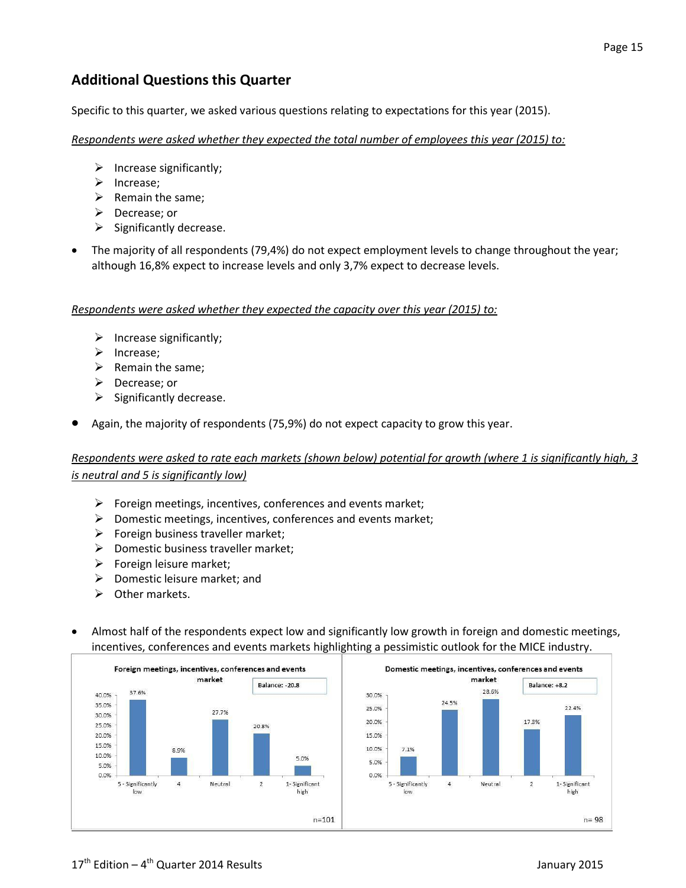## Additional Questions this Quarter

Specific to this quarter, we asked various questions relating to expectations for this year (2015).

*Respondents were asked whether they expected the total number of employees this year (2015) to:*

- Increase significantly;
- Increase;
- Remain the same;
- Decrease; or
- Significantly decrease.

- The majority of all respondents (79,4%) do not expect employment levels to change throughout the year; although 16,8% expect to increase levels and only 3,7% expect to decrease levels.

*Respondents were asked whether they expected the capacity over this year (2015) to:*

- Increase significantly;
- Increase;
- Remain the same;
- Decrease; or
- Significantly decrease.

- Again, the majority of respondents (75,9%) do not expect capacity to grow this year.

*Respondents were asked to rate each markets (shown below) potential for growth (where 1 is significantly high, 3 is neutral and 5 is significantly low)*

- Foreign meetings, incentives, conferences and events market;
- Domestic meetings, incentives, conferences and events market;
- Foreign business traveller market;
- Domestic business traveller market;
- Foreign leisure market;
- Domestic leisure market; and
- Other markets.

- Almost half of the respondents expect low and significantly low growth in foreign and domestic meetings, incentives, conferences and events markets highlighting a pessimistic outlook for the MICE industry.

**Foreign meetings, incentives, conferences and events market** (Balance: -20.8; n=101)

| 5 - Significantly low | 4 | Neutral | 2 | 1- Significant high |
|---|---|---|---|---|
| 37.6% | 8.9% | 27.7% | 20.8% | 5.0% |

**Domestic meetings, incentives, conferences and events market** (Balance: +8.2; n= 98)

| 5 - Significantly low | 4 | Neutral | 2 | 1- Significant high |
|---|---|---|---|---|
| 7.1% | 24.5% | 28.6% | 17.3% | 22.4% |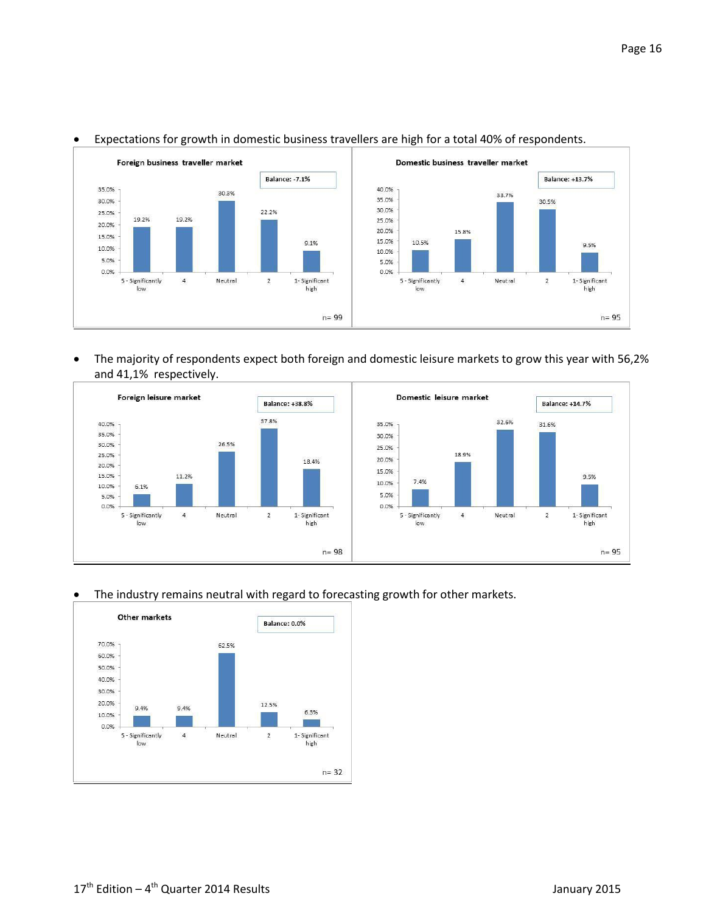- Expectations for growth in domestic business travellers are high for a total 40% of respondents.

**Foreign business traveller market** — Balance: -7.1% (n= 99)

| 5 - Significantly low | 4 | Neutral | 2 | 1- Significant high |
|---|---|---|---|---|
| 19.2% | 19.2% | 30.3% | 22.2% | 9.1% |

**Domestic business traveller market** — Balance: +13.7% (n= 95)

| 5 - Significantly low | 4 | Neutral | 2 | 1- Significant high |
|---|---|---|---|---|
| 10.5% | 15.8% | 33.7% | 30.5% | 9.5% |

- The majority of respondents expect both foreign and domestic leisure markets to grow this year with 56,2% and 41,1% respectively.

**Foreign leisure market** — Balance: +38.8% (n= 98)

| 5 - Significantly low | 4 | Neutral | 2 | 1- Significant high |
|---|---|---|---|---|
| 6.1% | 11.2% | 26.5% | 37.8% | 18.4% |

**Domestic leisure market** — Balance: +14.7% (n= 95)

| 5 - Significantly low | 4 | Neutral | 2 | 1- Significant high |
|---|---|---|---|---|
| 7.4% | 18.9% | 32.6% | 31.6% | 9.5% |

- The industry remains neutral with regard to forecasting growth for other markets.

**Other markets** — Balance: 0.0% (n= 32)

| 5 - Significantly low | 4 | Neutral | 2 | 1- Significant high |
|---|---|---|---|---|
| 9.4% | 9.4% | 62.5% | 12.5% | 6.3% |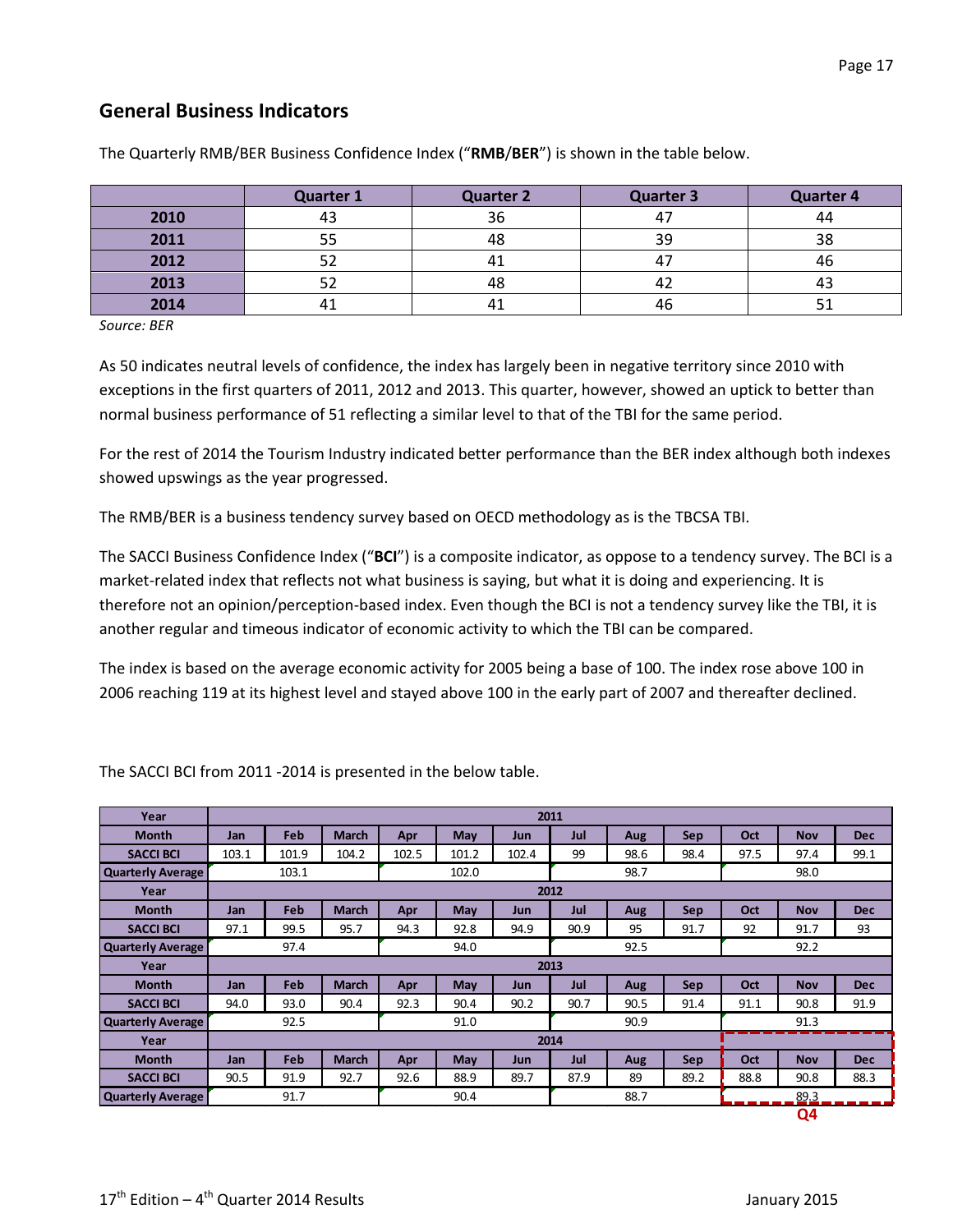## General Business Indicators

The Quarterly RMB/BER Business Confidence Index ("**RMB**/**BER**") is shown in the table below.

| | Quarter 1 | Quarter 2 | Quarter 3 | Quarter 4 |
|---|---|---|---|---|
| **2010** | 43 | 36 | 47 | 44 |
| **2011** | 55 | 48 | 39 | 38 |
| **2012** | 52 | 41 | 47 | 46 |
| **2013** | 52 | 48 | 42 | 43 |
| **2014** | 41 | 41 | 46 | 51 |

*Source: BER*

As 50 indicates neutral levels of confidence, the index has largely been in negative territory since 2010 with exceptions in the first quarters of 2011, 2012 and 2013. This quarter, however, showed an uptick to better than normal business performance of 51 reflecting a similar level to that of the TBI for the same period.

For the rest of 2014 the Tourism Industry indicated better performance than the BER index although both indexes showed upswings as the year progressed.

The RMB/BER is a business tendency survey based on OECD methodology as is the TBCSA TBI.

The SACCI Business Confidence Index ("**BCI**") is a composite indicator, as oppose to a tendency survey. The BCI is a market-related index that reflects not what business is saying, but what it is doing and experiencing. It is therefore not an opinion/perception-based index. Even though the BCI is not a tendency survey like the TBI, it is another regular and timeous indicator of economic activity to which the TBI can be compared.

The index is based on the average economic activity for 2005 being a base of 100. The index rose above 100 in 2006 reaching 119 at its highest level and stayed above 100 in the early part of 2007 and thereafter declined.

The SACCI BCI from 2011 -2014 is presented in the below table.

| Year | 2011 | | | | | | | | | | | |
|---|---|---|---|---|---|---|---|---|---|---|---|---|
| **Month** | Jan | Feb | March | Apr | May | Jun | Jul | Aug | Sep | Oct | Nov | Dec |
| **SACCI BCI** | 103.1 | 101.9 | 104.2 | 102.5 | 101.2 | 102.4 | 99 | 98.6 | 98.4 | 97.5 | 97.4 | 99.1 |
| **Quarterly Average** | 103.1 | | | 102.0 | | | 98.7 | | | 98.0 | | |
| **Year** | 2012 | | | | | | | | | | | |
| **Month** | Jan | Feb | March | Apr | May | Jun | Jul | Aug | Sep | Oct | Nov | Dec |
| **SACCI BCI** | 97.1 | 99.5 | 95.7 | 94.3 | 92.8 | 94.9 | 90.9 | 95 | 91.7 | 92 | 91.7 | 93 |
| **Quarterly Average** | 97.4 | | | 94.0 | | | 92.5 | | | 92.2 | | |
| **Year** | 2013 | | | | | | | | | | | |
| **Month** | Jan | Feb | March | Apr | May | Jun | Jul | Aug | Sep | Oct | Nov | Dec |
| **SACCI BCI** | 94.0 | 93.0 | 90.4 | 92.3 | 90.4 | 90.2 | 90.7 | 90.5 | 91.4 | 91.1 | 90.8 | 91.9 |
| **Quarterly Average** | 92.5 | | | 91.0 | | | 90.9 | | | 91.3 | | |
| **Year** | 2014 | | | | | | | | | | | |
| **Month** | Jan | Feb | March | Apr | May | Jun | Jul | Aug | Sep | Oct | Nov | Dec |
| **SACCI BCI** | 90.5 | 91.9 | 92.7 | 92.6 | 88.9 | 89.7 | 87.9 | 89 | 89.2 | 88.8 | 90.8 | 88.3 |
| **Quarterly Average** | 91.7 | | | 90.4 | | | 88.7 | | | 89.3 | | |
| | | | | | | | | | | | **Q4** | |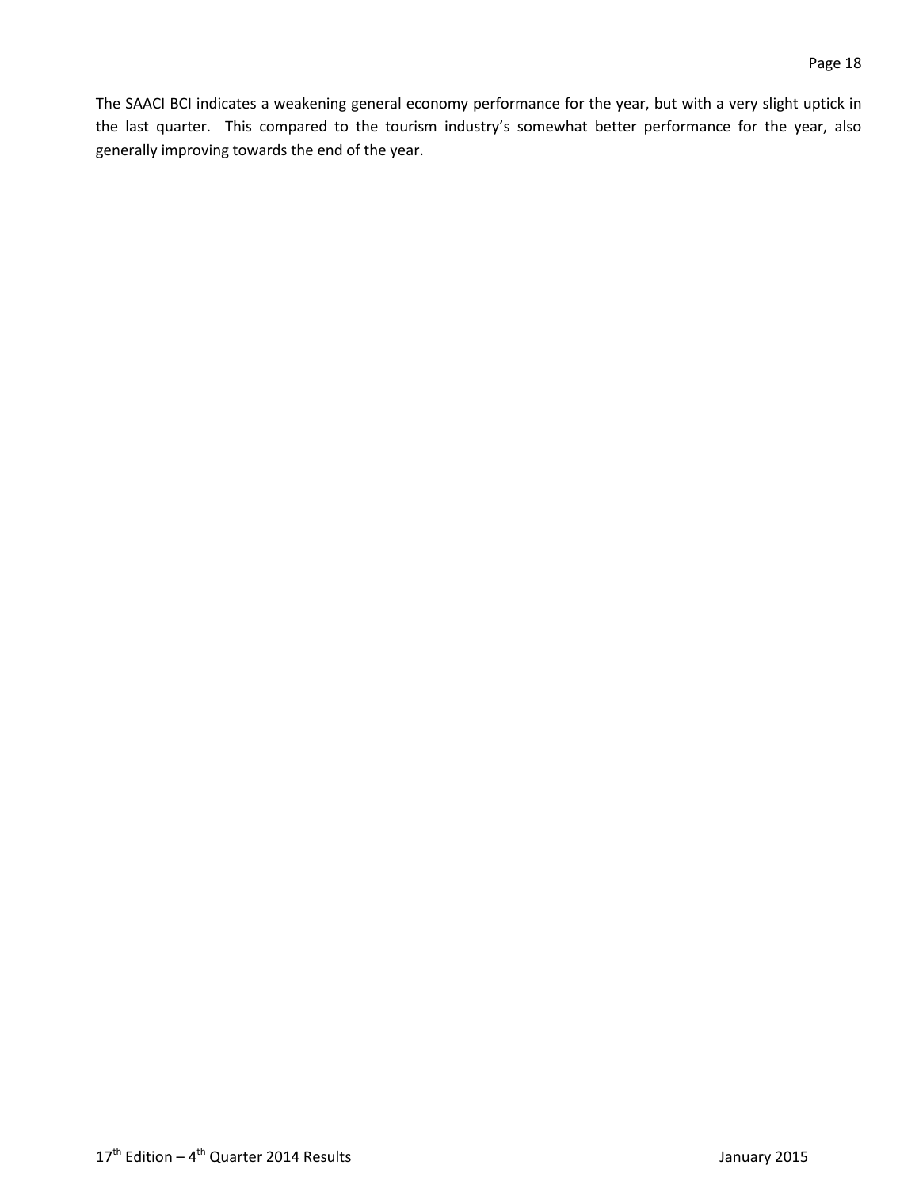The SAACI BCI indicates a weakening general economy performance for the year, but with a very slight uptick in the last quarter. This compared to the tourism industry's somewhat better performance for the year, also generally improving towards the end of the year.